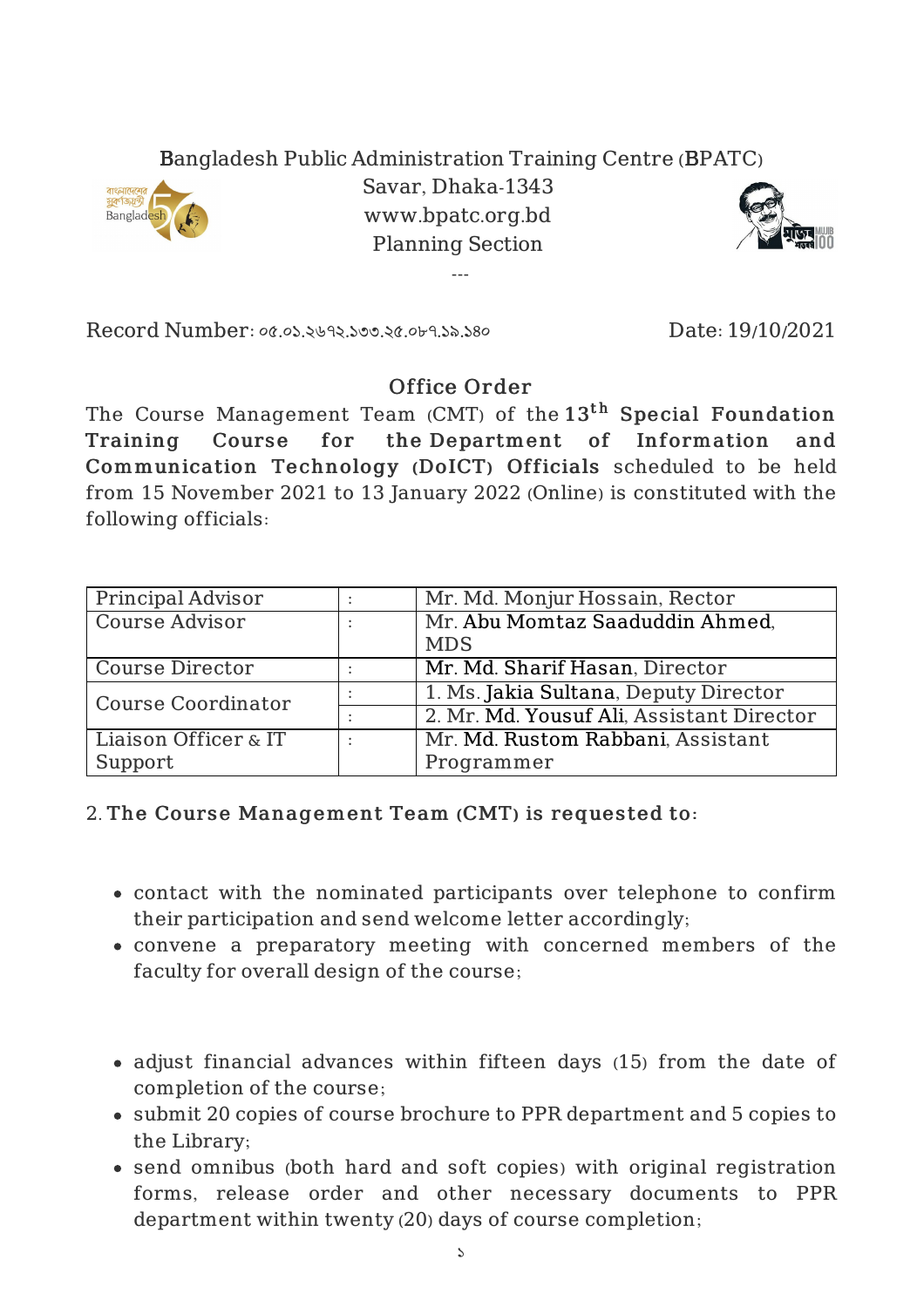Bangladesh Public Administration Training Centre (BPATC)
Savar, Dhaka-1343
www.bpatc.org.bd
Planning Section

---

Record Number: ০৫.০১.২৬৭২.১৩৩.২৫.০৮৭.১৯.১৪০

Date: 19/10/2021

## Office Order

The Course Management Team (CMT) of the **13th Special Foundation Training Course for the Department of Information and Communication Technology (DoICT) Officials** scheduled to be held from 15 November 2021 to 13 January 2022 (Online) is constituted with the following officials:

| | | |
|---|---|---|
| Principal Advisor | : | Mr. Md. Monjur Hossain, Rector |
| Course Advisor | : | Mr. Abu Momtaz Saaduddin Ahmed, MDS |
| Course Director | : | Mr. Md. Sharif Hasan, Director |
| Course Coordinator | : | 1. Ms. Jakia Sultana, Deputy Director |
| | : | 2. Mr. Md. Yousuf Ali, Assistant Director |
| Liaison Officer & IT Support | : | Mr. Md. Rustom Rabbani, Assistant Programmer |

2. **The Course Management Team (CMT) is requested to:**

- contact with the nominated participants over telephone to confirm their participation and send welcome letter accordingly;
- convene a preparatory meeting with concerned members of the faculty for overall design of the course;
- adjust financial advances within fifteen days (15) from the date of completion of the course;
- submit 20 copies of course brochure to PPR department and 5 copies to the Library;
- send omnibus (both hard and soft copies) with original registration forms, release order and other necessary documents to PPR department within twenty (20) days of course completion;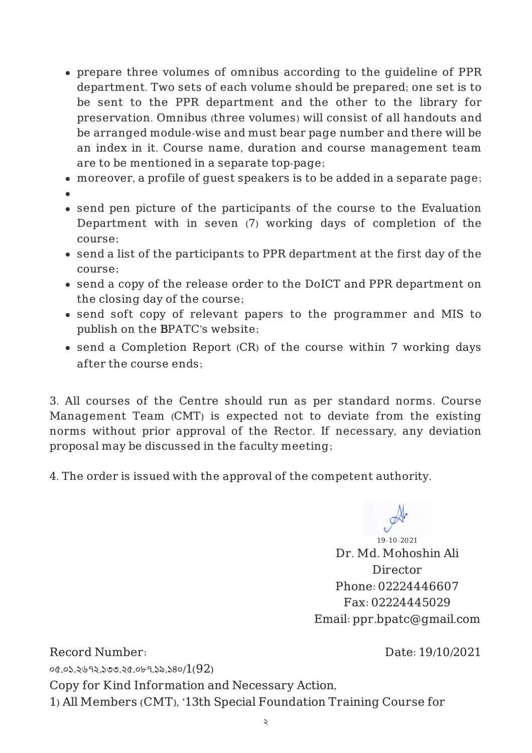- prepare three volumes of omnibus according to the guideline of PPR department. Two sets of each volume should be prepared; one set is to be sent to the PPR department and the other to the library for preservation. Omnibus (three volumes) will consist of all handouts and be arranged module-wise and must bear page number and there will be an index in it. Course name, duration and course management team are to be mentioned in a separate top-page;
- moreover, a profile of guest speakers is to be added in a separate page;
- 
- send pen picture of the participants of the course to the Evaluation Department with in seven (7) working days of completion of the course;
- send a list of the participants to PPR department at the first day of the course;
- send a copy of the release order to the DoICT and PPR department on the closing day of the course;
- send soft copy of relevant papers to the programmer and MIS to publish on the BPATC's website;
- send a Completion Report (CR) of the course within 7 working days after the course ends;

3. All courses of the Centre should run as per standard norms. Course Management Team (CMT) is expected not to deviate from the existing norms without prior approval of the Rector. If necessary, any deviation proposal may be discussed in the faculty meeting;

4. The order is issued with the approval of the competent authority.

19-10-2021
Dr. Md. Mohoshin Ali
Director
Phone: 02224446607
Fax: 02224445029
Email: ppr.bpatc@gmail.com

Record Number: ০৫.০১.২৬৭২.১৩৩.২৫.০৮৭.১৯.১৪০/1(92)

Date: 19/10/2021

Copy for Kind Information and Necessary Action,

1) All Members (CMT), '13th Special Foundation Training Course for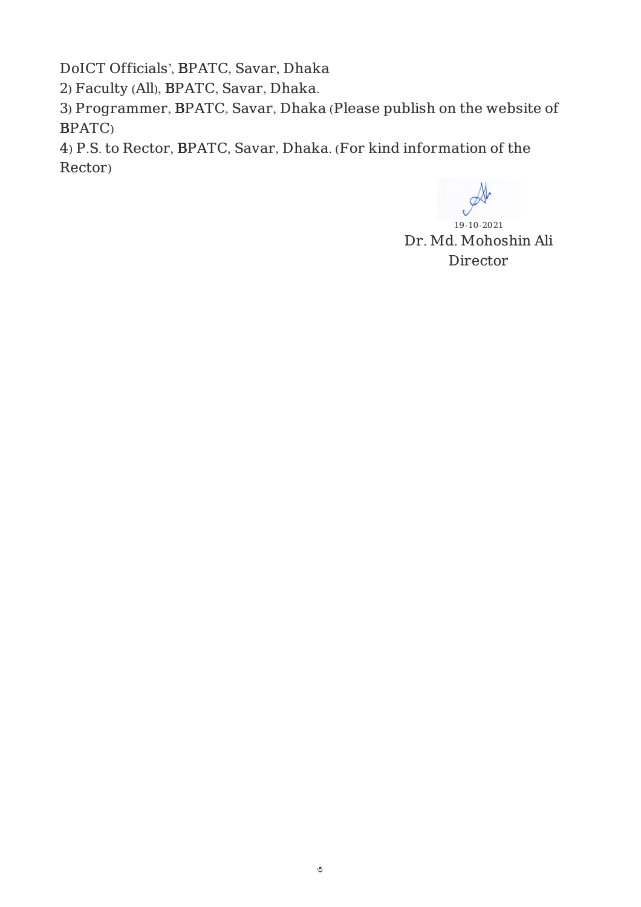DoICT Officials', BPATC, Savar, Dhaka

2) Faculty (All), BPATC, Savar, Dhaka.

3) Programmer, BPATC, Savar, Dhaka (Please publish on the website of BPATC)

4) P.S. to Rector, BPATC, Savar, Dhaka. (For kind information of the Rector)

19-10-2021

Dr. Md. Mohoshin Ali

Director